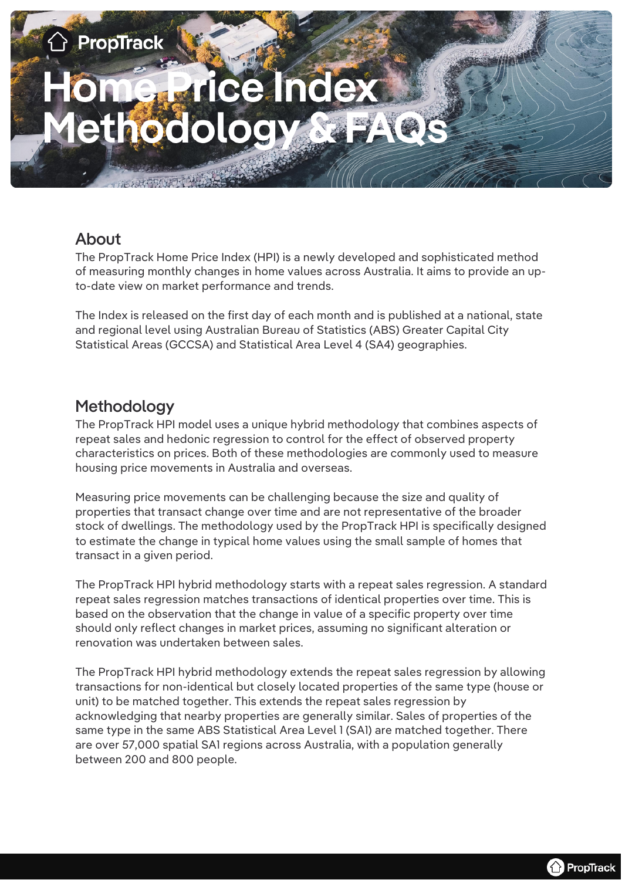# Home Price Index Methodology & FAQs

## About

The PropTrack Home Price Index (HPI) is a newly developed and sophisticated method of measuring monthly changes in home values across Australia. It aims to provide an up-to-date view on market performance and trends.

The Index is released on the first day of each month and is published at a national, state and regional level using Australian Bureau of Statistics (ABS) Greater Capital City Statistical Areas (GCCSA) and Statistical Area Level 4 (SA4) geographies.

## Methodology

The PropTrack HPI model uses a unique hybrid methodology that combines aspects of repeat sales and hedonic regression to control for the effect of observed property characteristics on prices. Both of these methodologies are commonly used to measure housing price movements in Australia and overseas.

Measuring price movements can be challenging because the size and quality of properties that transact change over time and are not representative of the broader stock of dwellings. The methodology used by the PropTrack HPI is specifically designed to estimate the change in typical home values using the small sample of homes that transact in a given period.

The PropTrack HPI hybrid methodology starts with a repeat sales regression. A standard repeat sales regression matches transactions of identical properties over time. This is based on the observation that the change in value of a specific property over time should only reflect changes in market prices, assuming no significant alteration or renovation was undertaken between sales.

The PropTrack HPI hybrid methodology extends the repeat sales regression by allowing transactions for non-identical but closely located properties of the same type (house or unit) to be matched together. This extends the repeat sales regression by acknowledging that nearby properties are generally similar. Sales of properties of the same type in the same ABS Statistical Area Level 1 (SA1) are matched together. There are over 57,000 spatial SA1 regions across Australia, with a population generally between 200 and 800 people.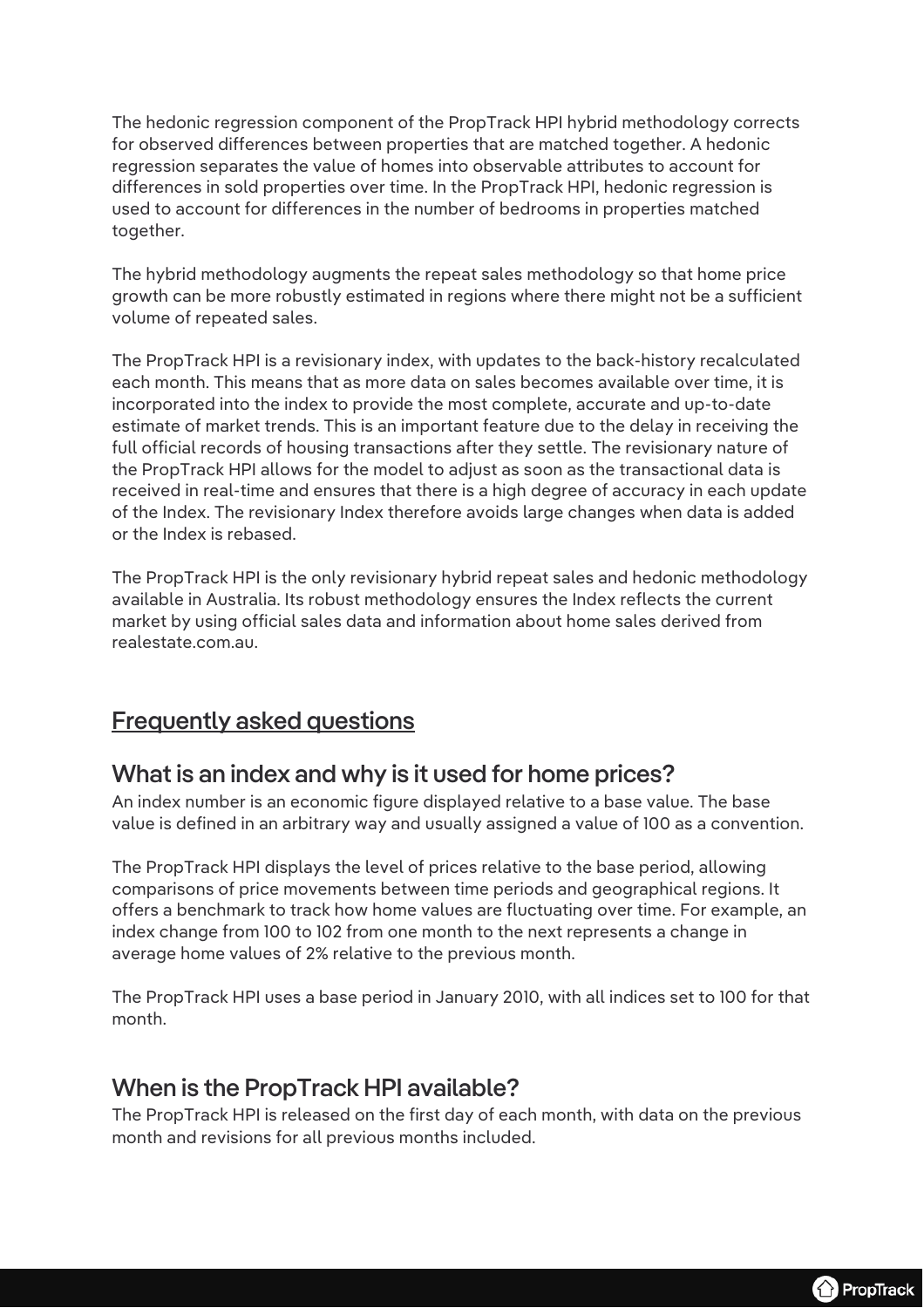The hedonic regression component of the PropTrack HPI hybrid methodology corrects for observed differences between properties that are matched together. A hedonic regression separates the value of homes into observable attributes to account for differences in sold properties over time. In the PropTrack HPI, hedonic regression is used to account for differences in the number of bedrooms in properties matched together.

The hybrid methodology augments the repeat sales methodology so that home price growth can be more robustly estimated in regions where there might not be a sufficient volume of repeated sales.

The PropTrack HPI is a revisionary index, with updates to the back-history recalculated each month. This means that as more data on sales becomes available over time, it is incorporated into the index to provide the most complete, accurate and up-to-date estimate of market trends. This is an important feature due to the delay in receiving the full official records of housing transactions after they settle. The revisionary nature of the PropTrack HPI allows for the model to adjust as soon as the transactional data is received in real-time and ensures that there is a high degree of accuracy in each update of the Index. The revisionary Index therefore avoids large changes when data is added or the Index is rebased.

The PropTrack HPI is the only revisionary hybrid repeat sales and hedonic methodology available in Australia. Its robust methodology ensures the Index reflects the current market by using official sales data and information about home sales derived from realestate.com.au.

## Frequently asked questions

### What is an index and why is it used for home prices?

An index number is an economic figure displayed relative to a base value. The base value is defined in an arbitrary way and usually assigned a value of 100 as a convention.

The PropTrack HPI displays the level of prices relative to the base period, allowing comparisons of price movements between time periods and geographical regions. It offers a benchmark to track how home values are fluctuating over time. For example, an index change from 100 to 102 from one month to the next represents a change in average home values of 2% relative to the previous month.

The PropTrack HPI uses a base period in January 2010, with all indices set to 100 for that month.

### When is the PropTrack HPI available?

The PropTrack HPI is released on the first day of each month, with data on the previous month and revisions for all previous months included.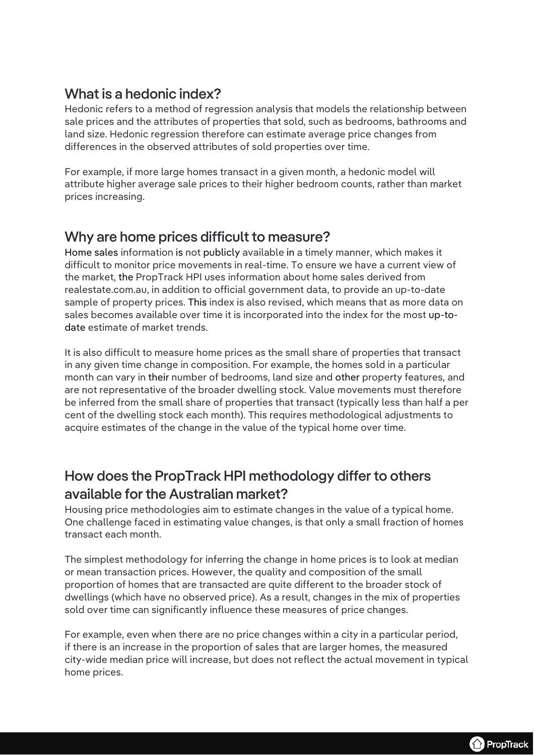## What is a hedonic index?

Hedonic refers to a method of regression analysis that models the relationship between sale prices and the attributes of properties that sold, such as bedrooms, bathrooms and land size. Hedonic regression therefore can estimate average price changes from differences in the observed attributes of sold properties over time.

For example, if more large homes transact in a given month, a hedonic model will attribute higher average sale prices to their higher bedroom counts, rather than market prices increasing.

## Why are home prices difficult to measure?

Home sales information is not publicly available in a timely manner, which makes it difficult to monitor price movements in real-time. To ensure we have a current view of the market, the PropTrack HPI uses information about home sales derived from realestate.com.au, in addition to official government data, to provide an up-to-date sample of property prices. This index is also revised, which means that as more data on sales becomes available over time it is incorporated into the index for the most up-to-date estimate of market trends.

It is also difficult to measure home prices as the small share of properties that transact in any given time change in composition. For example, the homes sold in a particular month can vary in their number of bedrooms, land size and other property features, and are not representative of the broader dwelling stock. Value movements must therefore be inferred from the small share of properties that transact (typically less than half a per cent of the dwelling stock each month). This requires methodological adjustments to acquire estimates of the change in the value of the typical home over time.

## How does the PropTrack HPI methodology differ to others available for the Australian market?

Housing price methodologies aim to estimate changes in the value of a typical home. One challenge faced in estimating value changes, is that only a small fraction of homes transact each month.

The simplest methodology for inferring the change in home prices is to look at median or mean transaction prices. However, the quality and composition of the small proportion of homes that are transacted are quite different to the broader stock of dwellings (which have no observed price). As a result, changes in the mix of properties sold over time can significantly influence these measures of price changes.

For example, even when there are no price changes within a city in a particular period, if there is an increase in the proportion of sales that are larger homes, the measured city-wide median price will increase, but does not reflect the actual movement in typical home prices.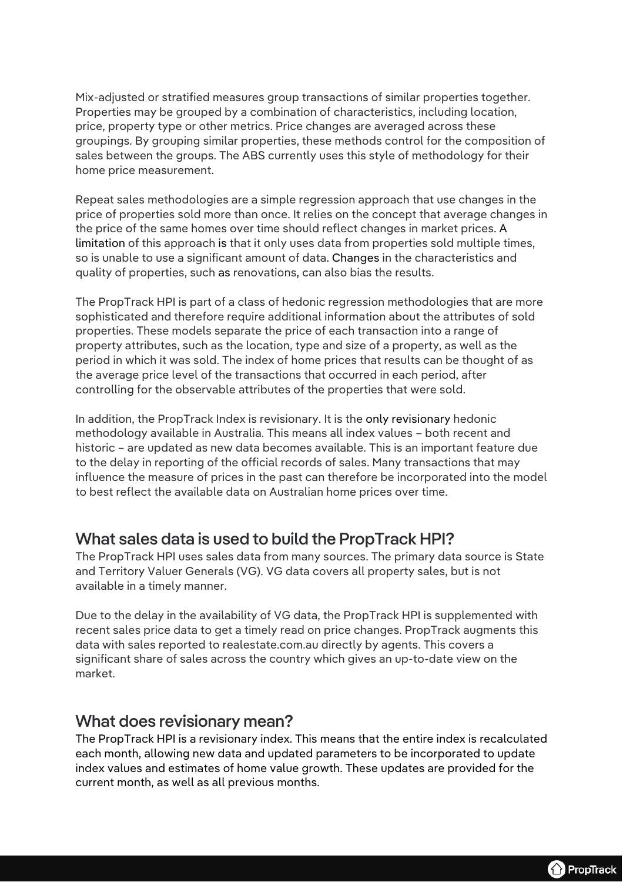Mix-adjusted or stratified measures group transactions of similar properties together. Properties may be grouped by a combination of characteristics, including location, price, property type or other metrics. Price changes are averaged across these groupings. By grouping similar properties, these methods control for the composition of sales between the groups. The ABS currently uses this style of methodology for their home price measurement.

Repeat sales methodologies are a simple regression approach that use changes in the price of properties sold more than once. It relies on the concept that average changes in the price of the same homes over time should reflect changes in market prices. A limitation of this approach is that it only uses data from properties sold multiple times, so is unable to use a significant amount of data. Changes in the characteristics and quality of properties, such as renovations, can also bias the results.

The PropTrack HPI is part of a class of hedonic regression methodologies that are more sophisticated and therefore require additional information about the attributes of sold properties. These models separate the price of each transaction into a range of property attributes, such as the location, type and size of a property, as well as the period in which it was sold. The index of home prices that results can be thought of as the average price level of the transactions that occurred in each period, after controlling for the observable attributes of the properties that were sold.

In addition, the PropTrack Index is revisionary. It is the only revisionary hedonic methodology available in Australia. This means all index values – both recent and historic – are updated as new data becomes available. This is an important feature due to the delay in reporting of the official records of sales. Many transactions that may influence the measure of prices in the past can therefore be incorporated into the model to best reflect the available data on Australian home prices over time.

## What sales data is used to build the PropTrack HPI?

The PropTrack HPI uses sales data from many sources. The primary data source is State and Territory Valuer Generals (VG). VG data covers all property sales, but is not available in a timely manner.

Due to the delay in the availability of VG data, the PropTrack HPI is supplemented with recent sales price data to get a timely read on price changes. PropTrack augments this data with sales reported to realestate.com.au directly by agents. This covers a significant share of sales across the country which gives an up-to-date view on the market.

## What does revisionary mean?

The PropTrack HPI is a revisionary index. This means that the entire index is recalculated each month, allowing new data and updated parameters to be incorporated to update index values and estimates of home value growth. These updates are provided for the current month, as well as all previous months.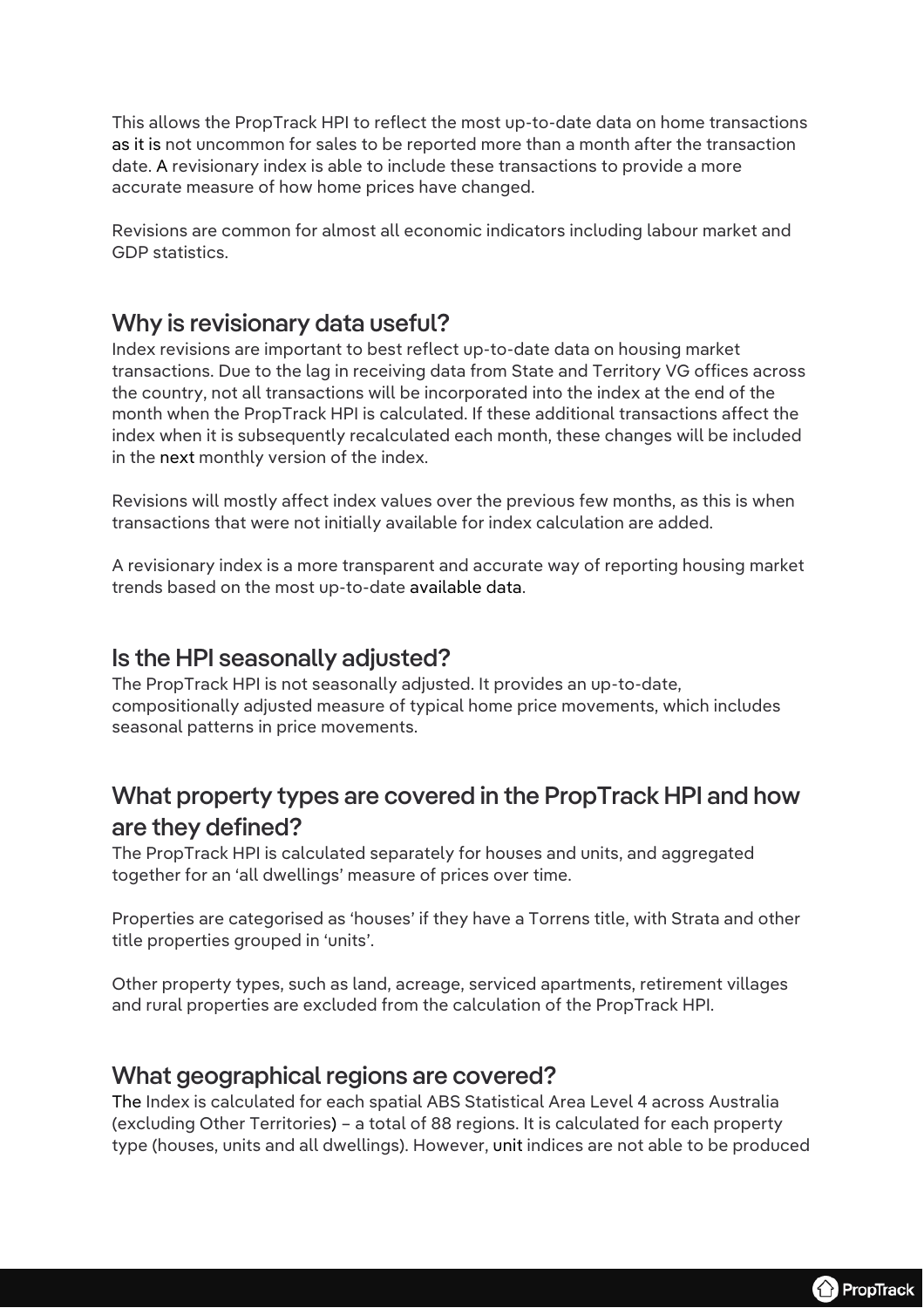This allows the PropTrack HPI to reflect the most up-to-date data on home transactions as it is not uncommon for sales to be reported more than a month after the transaction date. A revisionary index is able to include these transactions to provide a more accurate measure of how home prices have changed.

Revisions are common for almost all economic indicators including labour market and GDP statistics.

## Why is revisionary data useful?

Index revisions are important to best reflect up-to-date data on housing market transactions. Due to the lag in receiving data from State and Territory VG offices across the country, not all transactions will be incorporated into the index at the end of the month when the PropTrack HPI is calculated. If these additional transactions affect the index when it is subsequently recalculated each month, these changes will be included in the next monthly version of the index.

Revisions will mostly affect index values over the previous few months, as this is when transactions that were not initially available for index calculation are added.

A revisionary index is a more transparent and accurate way of reporting housing market trends based on the most up-to-date available data.

## Is the HPI seasonally adjusted?

The PropTrack HPI is not seasonally adjusted. It provides an up-to-date, compositionally adjusted measure of typical home price movements, which includes seasonal patterns in price movements.

## What property types are covered in the PropTrack HPI and how are they defined?

The PropTrack HPI is calculated separately for houses and units, and aggregated together for an 'all dwellings' measure of prices over time.

Properties are categorised as 'houses' if they have a Torrens title, with Strata and other title properties grouped in 'units'.

Other property types, such as land, acreage, serviced apartments, retirement villages and rural properties are excluded from the calculation of the PropTrack HPI.

## What geographical regions are covered?

The Index is calculated for each spatial ABS Statistical Area Level 4 across Australia (excluding Other Territories) – a total of 88 regions. It is calculated for each property type (houses, units and all dwellings). However, unit indices are not able to be produced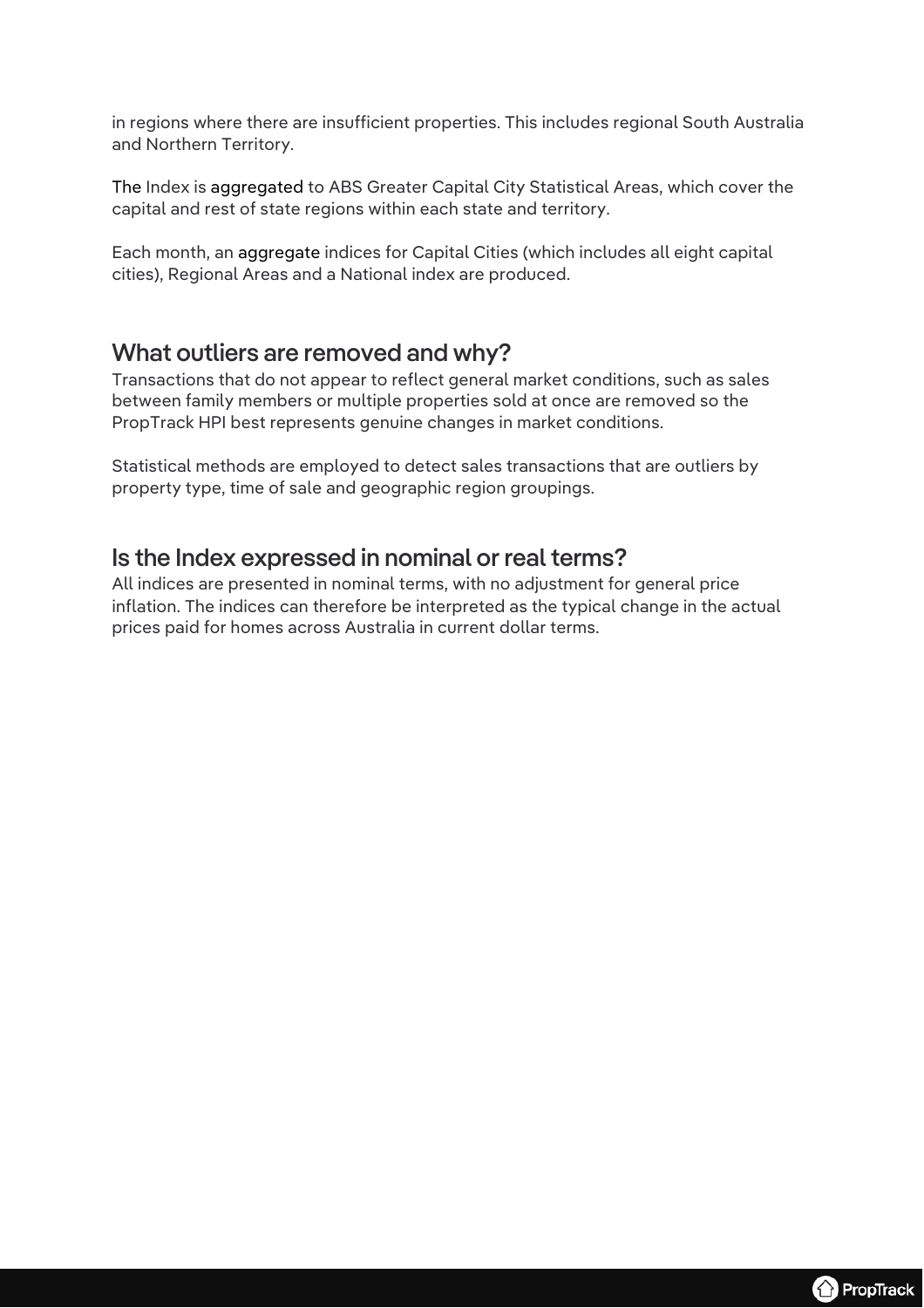in regions where there are insufficient properties. This includes regional South Australia and Northern Territory.

The Index is aggregated to ABS Greater Capital City Statistical Areas, which cover the capital and rest of state regions within each state and territory.

Each month, an aggregate indices for Capital Cities (which includes all eight capital cities), Regional Areas and a National index are produced.

## What outliers are removed and why?

Transactions that do not appear to reflect general market conditions, such as sales between family members or multiple properties sold at once are removed so the PropTrack HPI best represents genuine changes in market conditions.

Statistical methods are employed to detect sales transactions that are outliers by property type, time of sale and geographic region groupings.

## Is the Index expressed in nominal or real terms?

All indices are presented in nominal terms, with no adjustment for general price inflation. The indices can therefore be interpreted as the typical change in the actual prices paid for homes across Australia in current dollar terms.